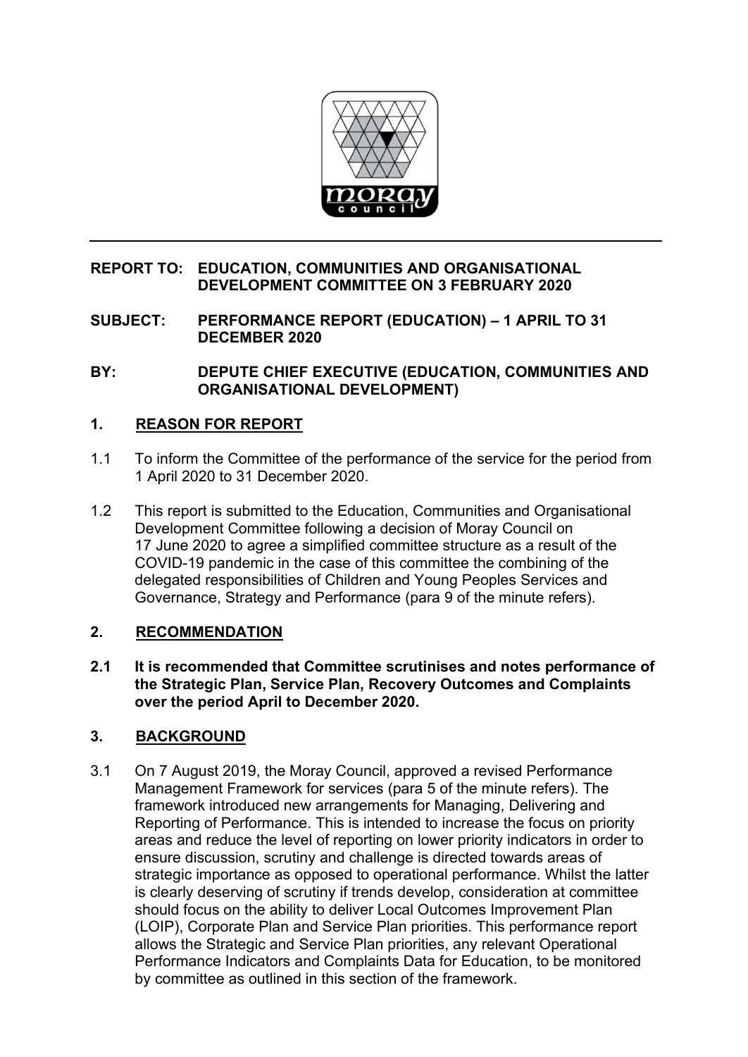**REPORT TO: EDUCATION, COMMUNITIES AND ORGANISATIONAL DEVELOPMENT COMMITTEE ON 3 FEBRUARY 2020**

**SUBJECT: PERFORMANCE REPORT (EDUCATION) – 1 APRIL TO 31 DECEMBER 2020**

**BY: DEPUTE CHIEF EXECUTIVE (EDUCATION, COMMUNITIES AND ORGANISATIONAL DEVELOPMENT)**

## 1. REASON FOR REPORT

1.1 To inform the Committee of the performance of the service for the period from 1 April 2020 to 31 December 2020.

1.2 This report is submitted to the Education, Communities and Organisational Development Committee following a decision of Moray Council on 17 June 2020 to agree a simplified committee structure as a result of the COVID-19 pandemic in the case of this committee the combining of the delegated responsibilities of Children and Young Peoples Services and Governance, Strategy and Performance (para 9 of the minute refers).

## 2. RECOMMENDATION

**2.1 It is recommended that Committee scrutinises and notes performance of the Strategic Plan, Service Plan, Recovery Outcomes and Complaints over the period April to December 2020.**

## 3. BACKGROUND

3.1 On 7 August 2019, the Moray Council, approved a revised Performance Management Framework for services (para 5 of the minute refers). The framework introduced new arrangements for Managing, Delivering and Reporting of Performance. This is intended to increase the focus on priority areas and reduce the level of reporting on lower priority indicators in order to ensure discussion, scrutiny and challenge is directed towards areas of strategic importance as opposed to operational performance. Whilst the latter is clearly deserving of scrutiny if trends develop, consideration at committee should focus on the ability to deliver Local Outcomes Improvement Plan (LOIP), Corporate Plan and Service Plan priorities. This performance report allows the Strategic and Service Plan priorities, any relevant Operational Performance Indicators and Complaints Data for Education, to be monitored by committee as outlined in this section of the framework.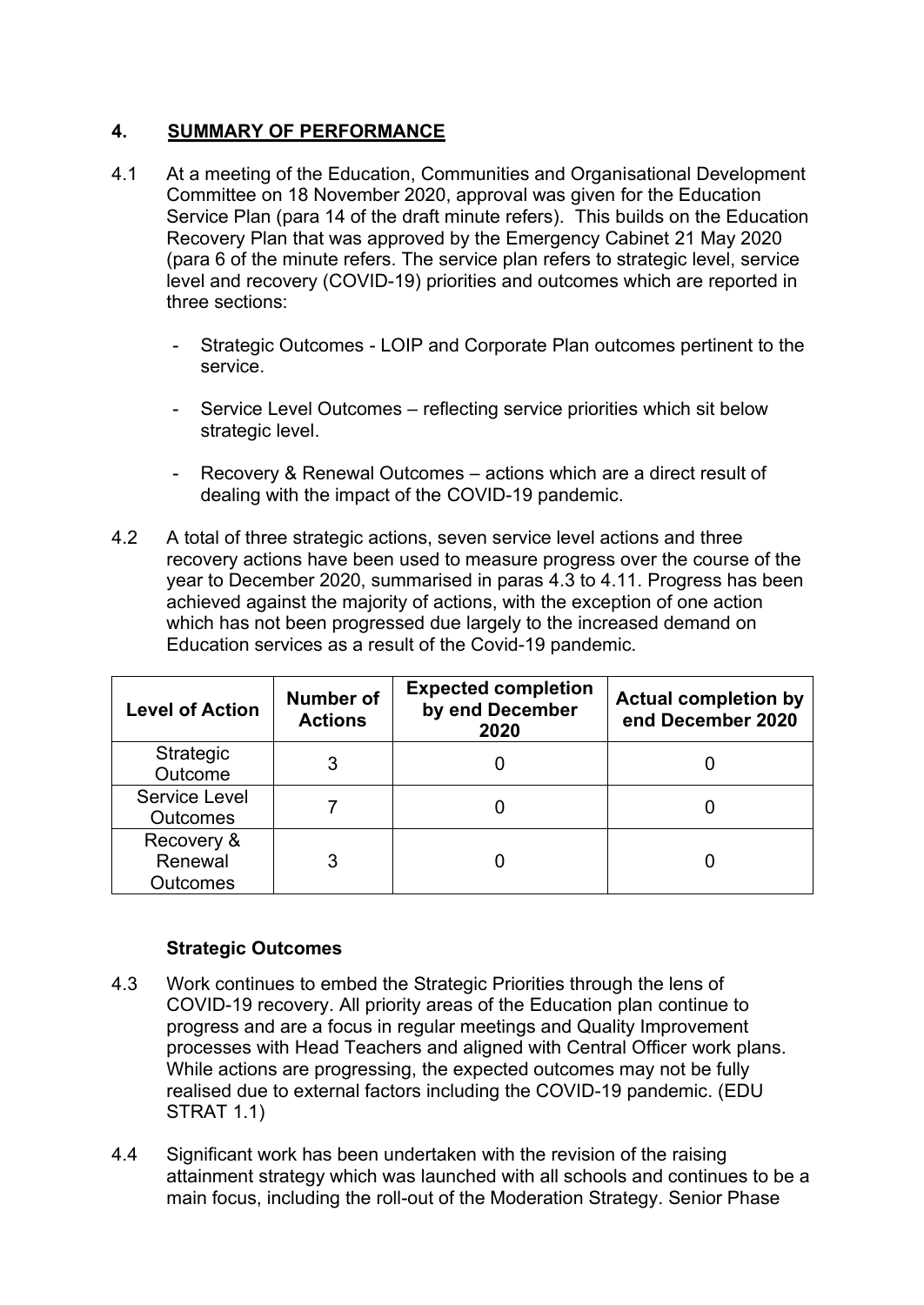## 4. SUMMARY OF PERFORMANCE

4.1 At a meeting of the Education, Communities and Organisational Development Committee on 18 November 2020, approval was given for the Education Service Plan (para 14 of the draft minute refers). This builds on the Education Recovery Plan that was approved by the Emergency Cabinet 21 May 2020 (para 6 of the minute refers. The service plan refers to strategic level, service level and recovery (COVID-19) priorities and outcomes which are reported in three sections:

- Strategic Outcomes - LOIP and Corporate Plan outcomes pertinent to the service.
- Service Level Outcomes – reflecting service priorities which sit below strategic level.
- Recovery & Renewal Outcomes – actions which are a direct result of dealing with the impact of the COVID-19 pandemic.

4.2 A total of three strategic actions, seven service level actions and three recovery actions have been used to measure progress over the course of the year to December 2020, summarised in paras 4.3 to 4.11. Progress has been achieved against the majority of actions, with the exception of one action which has not been progressed due largely to the increased demand on Education services as a result of the Covid-19 pandemic.

| Level of Action | Number of Actions | Expected completion by end December 2020 | Actual completion by end December 2020 |
|---|---|---|---|
| Strategic Outcome | 3 | 0 | 0 |
| Service Level Outcomes | 7 | 0 | 0 |
| Recovery & Renewal Outcomes | 3 | 0 | 0 |

### Strategic Outcomes

4.3 Work continues to embed the Strategic Priorities through the lens of COVID-19 recovery. All priority areas of the Education plan continue to progress and are a focus in regular meetings and Quality Improvement processes with Head Teachers and aligned with Central Officer work plans. While actions are progressing, the expected outcomes may not be fully realised due to external factors including the COVID-19 pandemic. (EDU STRAT 1.1)

4.4 Significant work has been undertaken with the revision of the raising attainment strategy which was launched with all schools and continues to be a main focus, including the roll-out of the Moderation Strategy. Senior Phase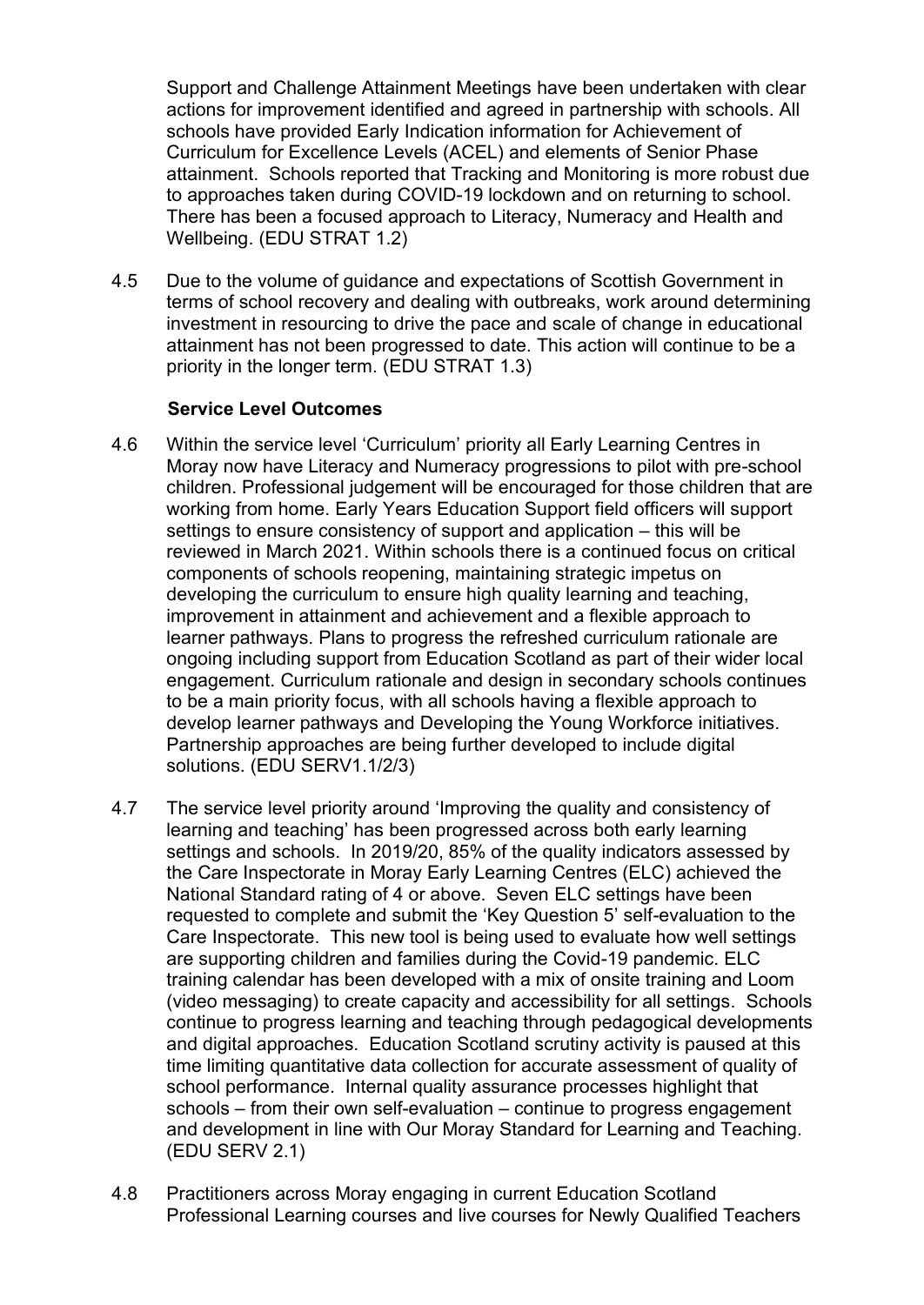Support and Challenge Attainment Meetings have been undertaken with clear actions for improvement identified and agreed in partnership with schools. All schools have provided Early Indication information for Achievement of Curriculum for Excellence Levels (ACEL) and elements of Senior Phase attainment. Schools reported that Tracking and Monitoring is more robust due to approaches taken during COVID-19 lockdown and on returning to school. There has been a focused approach to Literacy, Numeracy and Health and Wellbeing. (EDU STRAT 1.2)

4.5 Due to the volume of guidance and expectations of Scottish Government in terms of school recovery and dealing with outbreaks, work around determining investment in resourcing to drive the pace and scale of change in educational attainment has not been progressed to date. This action will continue to be a priority in the longer term. (EDU STRAT 1.3)

**Service Level Outcomes**

4.6 Within the service level 'Curriculum' priority all Early Learning Centres in Moray now have Literacy and Numeracy progressions to pilot with pre-school children. Professional judgement will be encouraged for those children that are working from home. Early Years Education Support field officers will support settings to ensure consistency of support and application – this will be reviewed in March 2021. Within schools there is a continued focus on critical components of schools reopening, maintaining strategic impetus on developing the curriculum to ensure high quality learning and teaching, improvement in attainment and achievement and a flexible approach to learner pathways. Plans to progress the refreshed curriculum rationale are ongoing including support from Education Scotland as part of their wider local engagement. Curriculum rationale and design in secondary schools continues to be a main priority focus, with all schools having a flexible approach to develop learner pathways and Developing the Young Workforce initiatives. Partnership approaches are being further developed to include digital solutions. (EDU SERV1.1/2/3)

4.7 The service level priority around 'Improving the quality and consistency of learning and teaching' has been progressed across both early learning settings and schools. In 2019/20, 85% of the quality indicators assessed by the Care Inspectorate in Moray Early Learning Centres (ELC) achieved the National Standard rating of 4 or above. Seven ELC settings have been requested to complete and submit the 'Key Question 5' self-evaluation to the Care Inspectorate. This new tool is being used to evaluate how well settings are supporting children and families during the Covid-19 pandemic. ELC training calendar has been developed with a mix of onsite training and Loom (video messaging) to create capacity and accessibility for all settings. Schools continue to progress learning and teaching through pedagogical developments and digital approaches. Education Scotland scrutiny activity is paused at this time limiting quantitative data collection for accurate assessment of quality of school performance. Internal quality assurance processes highlight that schools – from their own self-evaluation – continue to progress engagement and development in line with Our Moray Standard for Learning and Teaching. (EDU SERV 2.1)

4.8 Practitioners across Moray engaging in current Education Scotland Professional Learning courses and live courses for Newly Qualified Teachers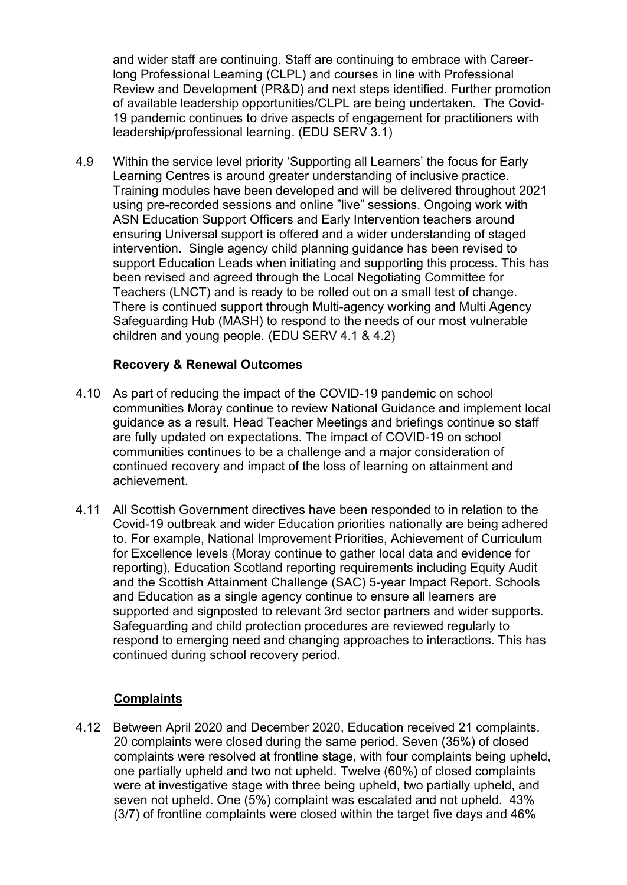and wider staff are continuing. Staff are continuing to embrace with Career-long Professional Learning (CLPL) and courses in line with Professional Review and Development (PR&D) and next steps identified. Further promotion of available leadership opportunities/CLPL are being undertaken. The Covid-19 pandemic continues to drive aspects of engagement for practitioners with leadership/professional learning. (EDU SERV 3.1)

4.9 Within the service level priority 'Supporting all Learners' the focus for Early Learning Centres is around greater understanding of inclusive practice. Training modules have been developed and will be delivered throughout 2021 using pre-recorded sessions and online "live" sessions. Ongoing work with ASN Education Support Officers and Early Intervention teachers around ensuring Universal support is offered and a wider understanding of staged intervention. Single agency child planning guidance has been revised to support Education Leads when initiating and supporting this process. This has been revised and agreed through the Local Negotiating Committee for Teachers (LNCT) and is ready to be rolled out on a small test of change. There is continued support through Multi-agency working and Multi Agency Safeguarding Hub (MASH) to respond to the needs of our most vulnerable children and young people. (EDU SERV 4.1 & 4.2)

**Recovery & Renewal Outcomes**

4.10 As part of reducing the impact of the COVID-19 pandemic on school communities Moray continue to review National Guidance and implement local guidance as a result. Head Teacher Meetings and briefings continue so staff are fully updated on expectations. The impact of COVID-19 on school communities continues to be a challenge and a major consideration of continued recovery and impact of the loss of learning on attainment and achievement.

4.11 All Scottish Government directives have been responded to in relation to the Covid-19 outbreak and wider Education priorities nationally are being adhered to. For example, National Improvement Priorities, Achievement of Curriculum for Excellence levels (Moray continue to gather local data and evidence for reporting), Education Scotland reporting requirements including Equity Audit and the Scottish Attainment Challenge (SAC) 5-year Impact Report. Schools and Education as a single agency continue to ensure all learners are supported and signposted to relevant 3rd sector partners and wider supports. Safeguarding and child protection procedures are reviewed regularly to respond to emerging need and changing approaches to interactions. This has continued during school recovery period.

**Complaints**

4.12 Between April 2020 and December 2020, Education received 21 complaints. 20 complaints were closed during the same period. Seven (35%) of closed complaints were resolved at frontline stage, with four complaints being upheld, one partially upheld and two not upheld. Twelve (60%) of closed complaints were at investigative stage with three being upheld, two partially upheld, and seven not upheld. One (5%) complaint was escalated and not upheld. 43% (3/7) of frontline complaints were closed within the target five days and 46%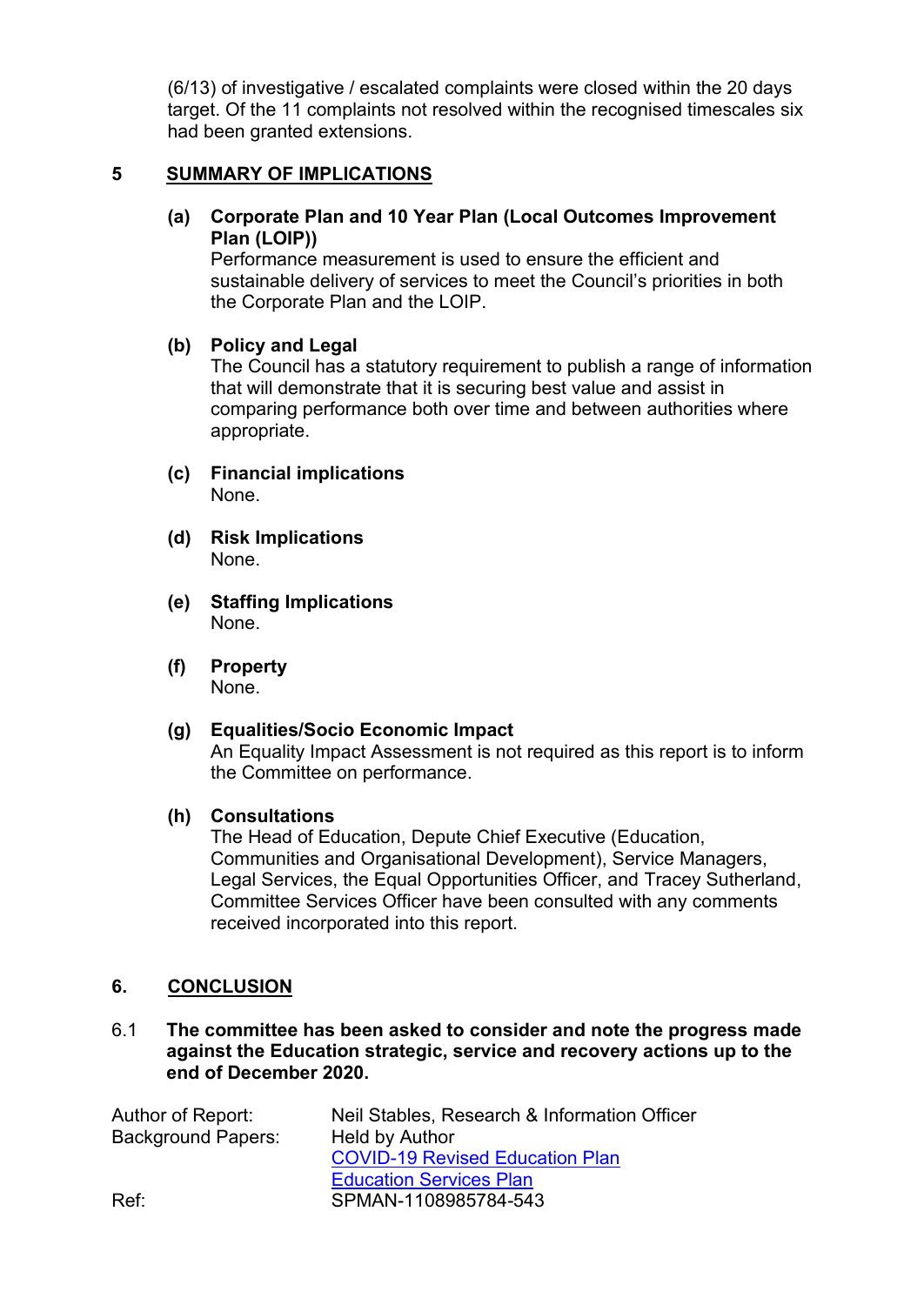(6/13) of investigative / escalated complaints were closed within the 20 days target. Of the 11 complaints not resolved within the recognised timescales six had been granted extensions.

## 5 SUMMARY OF IMPLICATIONS

**(a) Corporate Plan and 10 Year Plan (Local Outcomes Improvement Plan (LOIP))**
Performance measurement is used to ensure the efficient and sustainable delivery of services to meet the Council's priorities in both the Corporate Plan and the LOIP.

**(b) Policy and Legal**
The Council has a statutory requirement to publish a range of information that will demonstrate that it is securing best value and assist in comparing performance both over time and between authorities where appropriate.

**(c) Financial implications**
None.

**(d) Risk Implications**
None.

**(e) Staffing Implications**
None.

**(f) Property**
None.

**(g) Equalities/Socio Economic Impact**
An Equality Impact Assessment is not required as this report is to inform the Committee on performance.

**(h) Consultations**
The Head of Education, Depute Chief Executive (Education, Communities and Organisational Development), Service Managers, Legal Services, the Equal Opportunities Officer, and Tracey Sutherland, Committee Services Officer have been consulted with any comments received incorporated into this report.

## 6. CONCLUSION

6.1 **The committee has been asked to consider and note the progress made against the Education strategic, service and recovery actions up to the end of December 2020.**

| | |
|---|---|
| Author of Report: | Neil Stables, Research & Information Officer |
| Background Papers: | Held by Author |
| | COVID-19 Revised Education Plan |
| | Education Services Plan |
| Ref: | SPMAN-1108985784-543 |